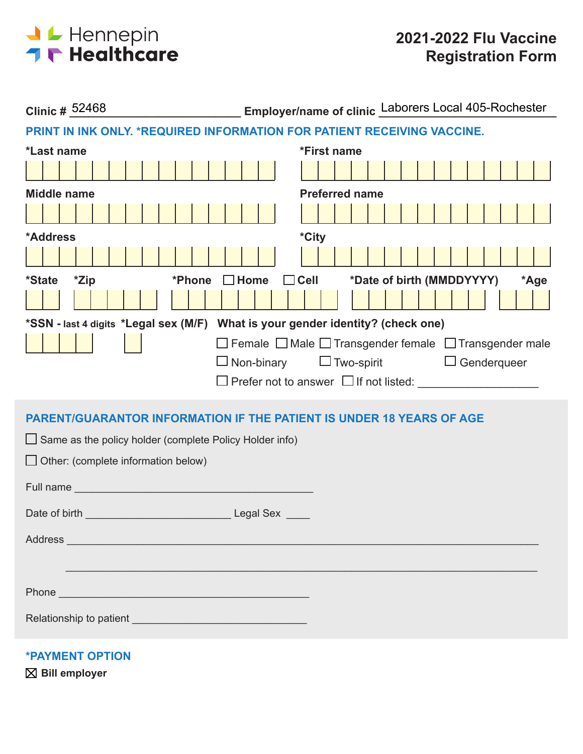Hennepin Healthcare

# 2021-2022 Flu Vaccine Registration Form

**Clinic #** 52468 **Employer/name of clinic** Laborers Local 405-Rochester

**PRINT IN INK ONLY. *REQUIRED INFORMATION FOR PATIENT RECEIVING VACCINE.**

**\*Last name** ________________ **\*First name** ________________

**Middle name** ________________ **Preferred name** ________________

**\*Address** ________________ **\*City** ________________

**\*State** ____ **\*Zip** ________ **\*Phone** ☐ Home ☐ Cell __________ **\*Date of birth (MMDDYYYY)** ________ **\*Age** ____

**\*SSN - last 4 digits** ____ **\*Legal sex (M/F)** ____

**What is your gender identity? (check one)**

- ☐ Female
- ☐ Male
- ☐ Transgender female
- ☐ Transgender male
- ☐ Non-binary
- ☐ Two-spirit
- ☐ Genderqueer
- ☐ Prefer not to answer
- ☐ If not listed: ____________________

## PARENT/GUARANTOR INFORMATION IF THE PATIENT IS UNDER 18 YEARS OF AGE

☐ Same as the policy holder (complete Policy Holder info)

☐ Other: (complete information below)

Full name ________________________________________

Date of birth ________________________ Legal Sex ____

Address ______________________________________________________________________________

______________________________________________________________________________

Phone ________________________________________

Relationship to patient ____________________________

## *PAYMENT OPTION

☒ **Bill employer**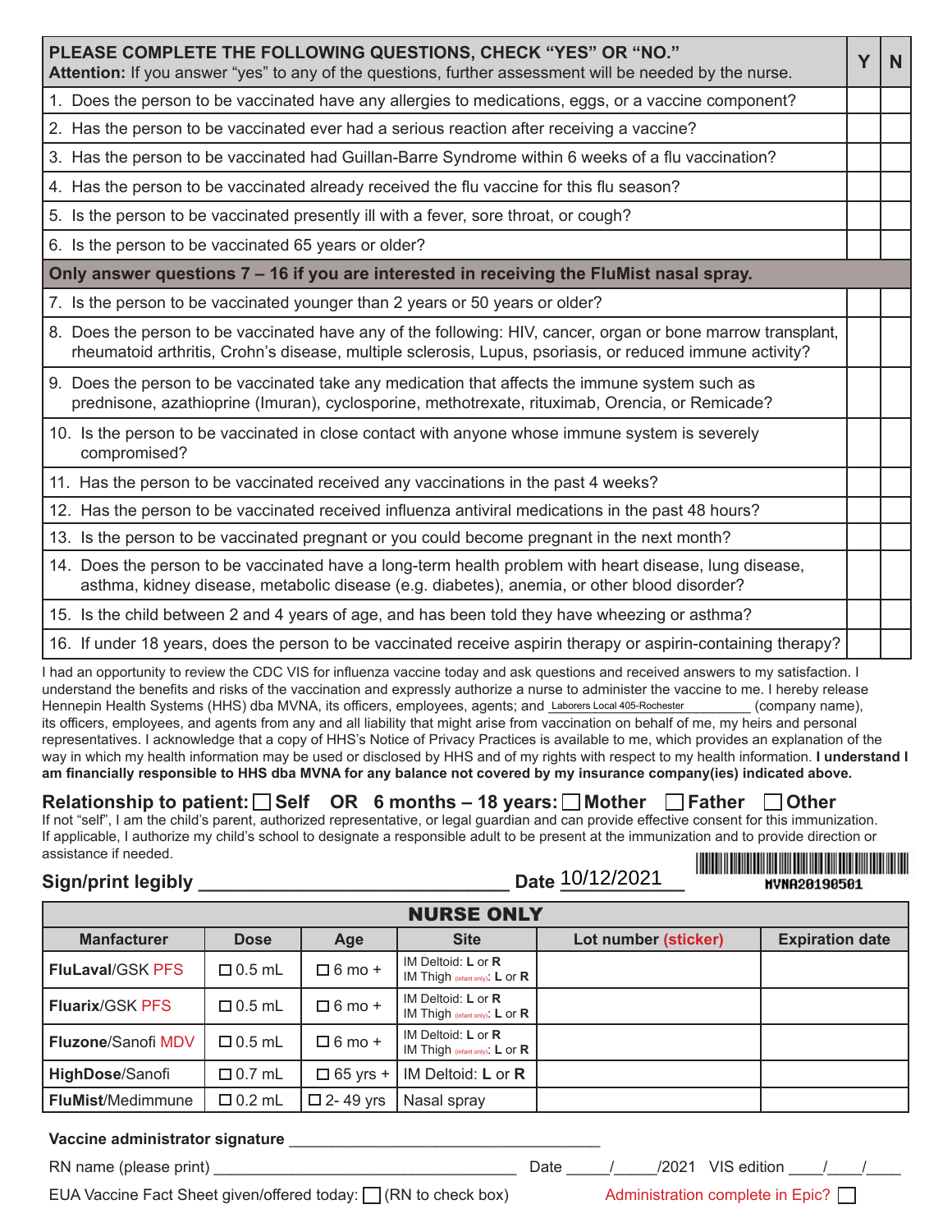| PLEASE COMPLETE THE FOLLOWING QUESTIONS, CHECK "YES" OR "NO." **Attention:** If you answer "yes" to any of the questions, further assessment will be needed by the nurse. | Y | N |
|---|---|---|
| 1. Does the person to be vaccinated have any allergies to medications, eggs, or a vaccine component? | | |
| 2. Has the person to be vaccinated ever had a serious reaction after receiving a vaccine? | | |
| 3. Has the person to be vaccinated had Guillan-Barre Syndrome within 6 weeks of a flu vaccination? | | |
| 4. Has the person to be vaccinated already received the flu vaccine for this flu season? | | |
| 5. Is the person to be vaccinated presently ill with a fever, sore throat, or cough? | | |
| 6. Is the person to be vaccinated 65 years or older? | | |
| **Only answer questions 7 – 16 if you are interested in receiving the FluMist nasal spray.** | | |
| 7. Is the person to be vaccinated younger than 2 years or 50 years or older? | | |
| 8. Does the person to be vaccinated have any of the following: HIV, cancer, organ or bone marrow transplant, rheumatoid arthritis, Crohn's disease, multiple sclerosis, Lupus, psoriasis, or reduced immune activity? | | |
| 9. Does the person to be vaccinated take any medication that affects the immune system such as prednisone, azathioprine (Imuran), cyclosporine, methotrexate, rituximab, Orencia, or Remicade? | | |
| 10. Is the person to be vaccinated in close contact with anyone whose immune system is severely compromised? | | |
| 11. Has the person to be vaccinated received any vaccinations in the past 4 weeks? | | |
| 12. Has the person to be vaccinated received influenza antiviral medications in the past 48 hours? | | |
| 13. Is the person to be vaccinated pregnant or you could become pregnant in the next month? | | |
| 14. Does the person to be vaccinated have a long-term health problem with heart disease, lung disease, asthma, kidney disease, metabolic disease (e.g. diabetes), anemia, or other blood disorder? | | |
| 15. Is the child between 2 and 4 years of age, and has been told they have wheezing or asthma? | | |
| 16. If under 18 years, does the person to be vaccinated receive aspirin therapy or aspirin-containing therapy? | | |

I had an opportunity to review the CDC VIS for influenza vaccine today and ask questions and received answers to my satisfaction. I understand the benefits and risks of the vaccination and expressly authorize a nurse to administer the vaccine to me. I hereby release Hennepin Health Systems (HHS) dba MVNA, its officers, employees, agents; and Laborers Local 405-Rochester (company name), its officers, employees, and agents from any and all liability that might arise from vaccination on behalf of me, my heirs and personal representatives. I acknowledge that a copy of HHS's Notice of Privacy Practices is available to me, which provides an explanation of the way in which my health information may be used or disclosed by HHS and of my rights with respect to my health information. **I understand I am financially responsible to HHS dba MVNA for any balance not covered by my insurance company(ies) indicated above.**

**Relationship to patient:** ☐ **Self** **OR** **6 months – 18 years:** ☐ **Mother** ☐ **Father** ☐ **Other**

If not "self", I am the child's parent, authorized representative, or legal guardian and can provide effective consent for this immunization. If applicable, I authorize my child's school to designate a responsible adult to be present at the immunization and to provide direction or assistance if needed.

**Sign/print legibly** ______________________________ **Date** 10/12/2021

MVNA20190501

| NURSE ONLY | | | | | |
|---|---|---|---|---|---|
| **Manfacturer** | **Dose** | **Age** | **Site** | **Lot number (sticker)** | **Expiration date** |
| **FluLaval**/GSK PFS | ☐ 0.5 mL | ☐ 6 mo + | IM Deltoid: **L** or **R** IM Thigh (infant only): **L** or **R** | | |
| **Fluarix**/GSK PFS | ☐ 0.5 mL | ☐ 6 mo + | IM Deltoid: **L** or **R** IM Thigh (infant only): **L** or **R** | | |
| **Fluzone**/Sanofi MDV | ☐ 0.5 mL | ☐ 6 mo + | IM Deltoid: **L** or **R** IM Thigh (infant only): **L** or **R** | | |
| **HighDose**/Sanofi | ☐ 0.7 mL | ☐ 65 yrs + | IM Deltoid: **L** or **R** | | |
| **FluMist**/Medimmune | ☐ 0.2 mL | ☐ 2- 49 yrs | Nasal spray | | |

**Vaccine administrator signature** ______________________________

RN name (please print) ______________________________ Date _____/_____/2021 VIS edition ____/____/____

EUA Vaccine Fact Sheet given/offered today: ☐ (RN to check box) Administration complete in Epic? ☐